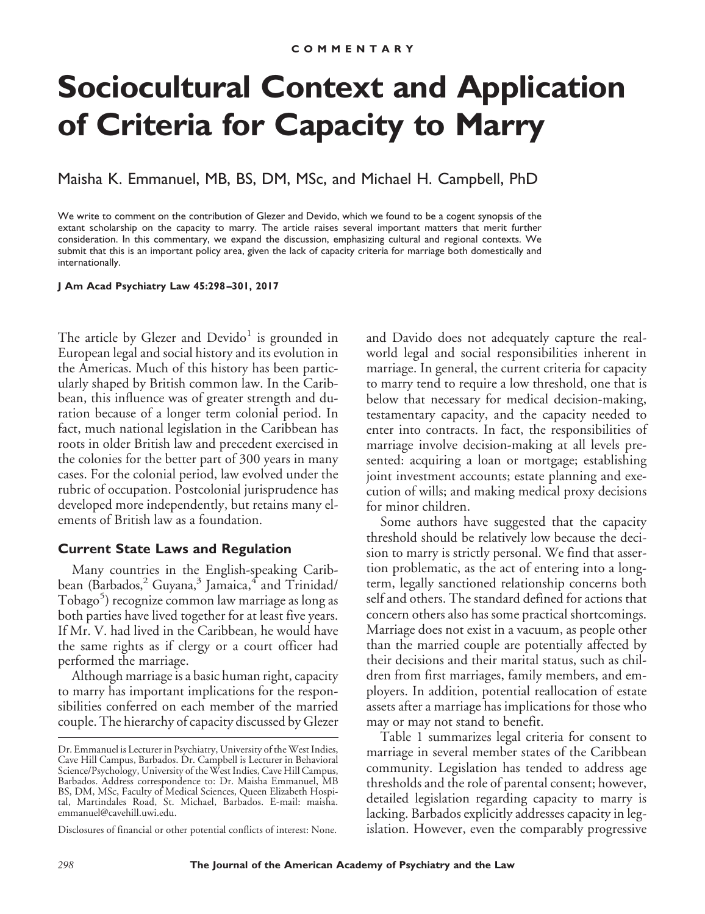COMMENTARY

# Sociocultural Context and Application of Criteria for Capacity to Marry

Maisha K. Emmanuel, MB, BS, DM, MSc, and Michael H. Campbell, PhD

We write to comment on the contribution of Glezer and Devido, which we found to be a cogent synopsis of the extant scholarship on the capacity to marry. The article raises several important matters that merit further consideration. In this commentary, we expand the discussion, emphasizing cultural and regional contexts. We submit that this is an important policy area, given the lack of capacity criteria for marriage both domestically and internationally.

**J Am Acad Psychiatry Law 45:298–301, 2017**

The article by Glezer and Devido[1] is grounded in European legal and social history and its evolution in the Americas. Much of this history has been particularly shaped by British common law. In the Caribbean, this influence was of greater strength and duration because of a longer term colonial period. In fact, much national legislation in the Caribbean has roots in older British law and precedent exercised in the colonies for the better part of 300 years in many cases. For the colonial period, law evolved under the rubric of occupation. Postcolonial jurisprudence has developed more independently, but retains many elements of British law as a foundation.

## Current State Laws and Regulation

Many countries in the English-speaking Caribbean (Barbados,[2] Guyana,[3] Jamaica,[4] and Trinidad/Tobago[5]) recognize common law marriage as long as both parties have lived together for at least five years. If Mr. V. had lived in the Caribbean, he would have the same rights as if clergy or a court officer had performed the marriage.

Although marriage is a basic human right, capacity to marry has important implications for the responsibilities conferred on each member of the married couple. The hierarchy of capacity discussed by Glezer and Davido does not adequately capture the real-world legal and social responsibilities inherent in marriage. In general, the current criteria for capacity to marry tend to require a low threshold, one that is below that necessary for medical decision-making, testamentary capacity, and the capacity needed to enter into contracts. In fact, the responsibilities of marriage involve decision-making at all levels presented: acquiring a loan or mortgage; establishing joint investment accounts; estate planning and execution of wills; and making medical proxy decisions for minor children.

Some authors have suggested that the capacity threshold should be relatively low because the decision to marry is strictly personal. We find that assertion problematic, as the act of entering into a long-term, legally sanctioned relationship concerns both self and others. The standard defined for actions that concern others also has some practical shortcomings. Marriage does not exist in a vacuum, as people other than the married couple are potentially affected by their decisions and their marital status, such as children from first marriages, family members, and employers. In addition, potential reallocation of estate assets after a marriage has implications for those who may or may not stand to benefit.

Table 1 summarizes legal criteria for consent to marriage in several member states of the Caribbean community. Legislation has tended to address age thresholds and the role of parental consent; however, detailed legislation regarding capacity to marry is lacking. Barbados explicitly addresses capacity in legislation. However, even the comparably progressive

Dr. Emmanuel is Lecturer in Psychiatry, University of the West Indies, Cave Hill Campus, Barbados. Dr. Campbell is Lecturer in Behavioral Science/Psychology, University of the West Indies, Cave Hill Campus, Barbados. Address correspondence to: Dr. Maisha Emmanuel, MB BS, DM, MSc, Faculty of Medical Sciences, Queen Elizabeth Hospital, Martindales Road, St. Michael, Barbados. E-mail: maisha.emmanuel@cavehill.uwi.edu.

Disclosures of financial or other potential conflicts of interest: None.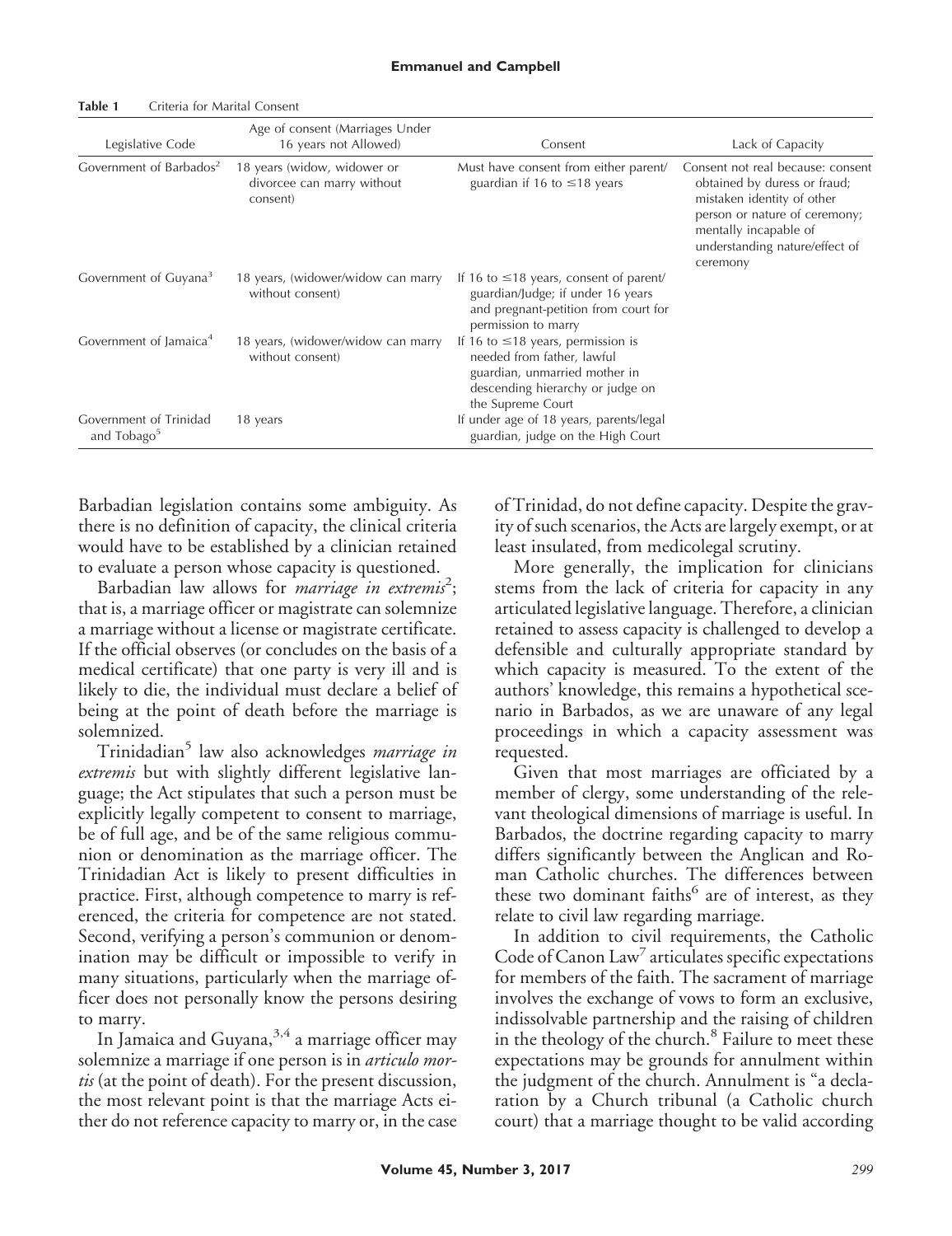**Table 1** Criteria for Marital Consent

| Legislative Code | Age of consent (Marriages Under 16 years not Allowed) | Consent | Lack of Capacity |
|---|---|---|---|
| Government of Barbados[2] | 18 years (widow, widower or divorcee can marry without consent) | Must have consent from either parent/guardian if 16 to ≤18 years | Consent not real because: consent obtained by duress or fraud; mistaken identity of other person or nature of ceremony; mentally incapable of understanding nature/effect of ceremony |
| Government of Guyana[3] | 18 years, (widower/widow can marry without consent) | If 16 to ≤18 years, consent of parent/guardian/Judge; if under 16 years and pregnant-petition from court for permission to marry | |
| Government of Jamaica[4] | 18 years, (widower/widow can marry without consent) | If 16 to ≤18 years, permission is needed from father, lawful guardian, unmarried mother in descending hierarchy or judge on the Supreme Court | |
| Government of Trinidad and Tobago[5] | 18 years | If under age of 18 years, parents/legal guardian, judge on the High Court | |

Barbadian legislation contains some ambiguity. As there is no definition of capacity, the clinical criteria would have to be established by a clinician retained to evaluate a person whose capacity is questioned.

Barbadian law allows for *marriage in extremis*[2]; that is, a marriage officer or magistrate can solemnize a marriage without a license or magistrate certificate. If the official observes (or concludes on the basis of a medical certificate) that one party is very ill and is likely to die, the individual must declare a belief of being at the point of death before the marriage is solemnized.

Trinidadian[5] law also acknowledges *marriage in extremis* but with slightly different legislative language; the Act stipulates that such a person must be explicitly legally competent to consent to marriage, be of full age, and be of the same religious communion or denomination as the marriage officer. The Trinidadian Act is likely to present difficulties in practice. First, although competence to marry is referenced, the criteria for competence are not stated. Second, verifying a person's communion or denomination may be difficult or impossible to verify in many situations, particularly when the marriage officer does not personally know the persons desiring to marry.

In Jamaica and Guyana,[3,4] a marriage officer may solemnize a marriage if one person is in *articulo mortis* (at the point of death). For the present discussion, the most relevant point is that the marriage Acts either do not reference capacity to marry or, in the case of Trinidad, do not define capacity. Despite the gravity of such scenarios, the Acts are largely exempt, or at least insulated, from medicolegal scrutiny.

More generally, the implication for clinicians stems from the lack of criteria for capacity in any articulated legislative language. Therefore, a clinician retained to assess capacity is challenged to develop a defensible and culturally appropriate standard by which capacity is measured. To the extent of the authors' knowledge, this remains a hypothetical scenario in Barbados, as we are unaware of any legal proceedings in which a capacity assessment was requested.

Given that most marriages are officiated by a member of clergy, some understanding of the relevant theological dimensions of marriage is useful. In Barbados, the doctrine regarding capacity to marry differs significantly between the Anglican and Roman Catholic churches. The differences between these two dominant faiths[6] are of interest, as they relate to civil law regarding marriage.

In addition to civil requirements, the Catholic Code of Canon Law[7] articulates specific expectations for members of the faith. The sacrament of marriage involves the exchange of vows to form an exclusive, indissolvable partnership and the raising of children in the theology of the church.[8] Failure to meet these expectations may be grounds for annulment within the judgment of the church. Annulment is "a declaration by a Church tribunal (a Catholic church court) that a marriage thought to be valid according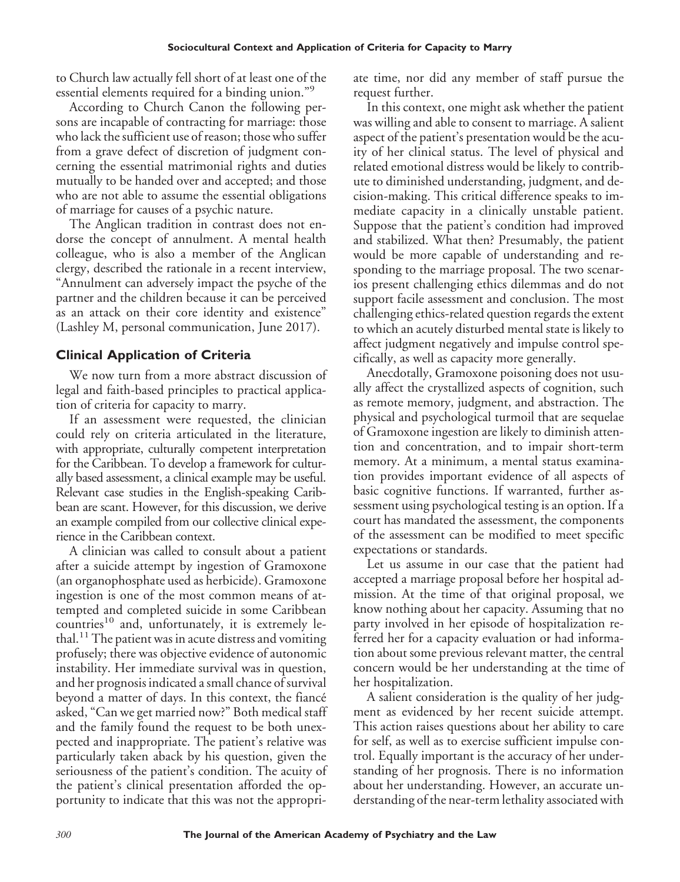to Church law actually fell short of at least one of the essential elements required for a binding union."[9]

According to Church Canon the following persons are incapable of contracting for marriage: those who lack the sufficient use of reason; those who suffer from a grave defect of discretion of judgment concerning the essential matrimonial rights and duties mutually to be handed over and accepted; and those who are not able to assume the essential obligations of marriage for causes of a psychic nature.

The Anglican tradition in contrast does not endorse the concept of annulment. A mental health colleague, who is also a member of the Anglican clergy, described the rationale in a recent interview, "Annulment can adversely impact the psyche of the partner and the children because it can be perceived as an attack on their core identity and existence" (Lashley M, personal communication, June 2017).

## Clinical Application of Criteria

We now turn from a more abstract discussion of legal and faith-based principles to practical application of criteria for capacity to marry.

If an assessment were requested, the clinician could rely on criteria articulated in the literature, with appropriate, culturally competent interpretation for the Caribbean. To develop a framework for culturally based assessment, a clinical example may be useful. Relevant case studies in the English-speaking Caribbean are scant. However, for this discussion, we derive an example compiled from our collective clinical experience in the Caribbean context.

A clinician was called to consult about a patient after a suicide attempt by ingestion of Gramoxone (an organophosphate used as herbicide). Gramoxone ingestion is one of the most common means of attempted and completed suicide in some Caribbean countries[10] and, unfortunately, it is extremely lethal.[11] The patient was in acute distress and vomiting profusely; there was objective evidence of autonomic instability. Her immediate survival was in question, and her prognosis indicated a small chance of survival beyond a matter of days. In this context, the fiancé asked, "Can we get married now?" Both medical staff and the family found the request to be both unexpected and inappropriate. The patient's relative was particularly taken aback by his question, given the seriousness of the patient's condition. The acuity of the patient's clinical presentation afforded the opportunity to indicate that this was not the appropriate time, nor did any member of staff pursue the request further.

In this context, one might ask whether the patient was willing and able to consent to marriage. A salient aspect of the patient's presentation would be the acuity of her clinical status. The level of physical and related emotional distress would be likely to contribute to diminished understanding, judgment, and decision-making. This critical difference speaks to immediate capacity in a clinically unstable patient. Suppose that the patient's condition had improved and stabilized. What then? Presumably, the patient would be more capable of understanding and responding to the marriage proposal. The two scenarios present challenging ethics dilemmas and do not support facile assessment and conclusion. The most challenging ethics-related question regards the extent to which an acutely disturbed mental state is likely to affect judgment negatively and impulse control specifically, as well as capacity more generally.

Anecdotally, Gramoxone poisoning does not usually affect the crystallized aspects of cognition, such as remote memory, judgment, and abstraction. The physical and psychological turmoil that are sequelae of Gramoxone ingestion are likely to diminish attention and concentration, and to impair short-term memory. At a minimum, a mental status examination provides important evidence of all aspects of basic cognitive functions. If warranted, further assessment using psychological testing is an option. If a court has mandated the assessment, the components of the assessment can be modified to meet specific expectations or standards.

Let us assume in our case that the patient had accepted a marriage proposal before her hospital admission. At the time of that original proposal, we know nothing about her capacity. Assuming that no party involved in her episode of hospitalization referred her for a capacity evaluation or had information about some previous relevant matter, the central concern would be her understanding at the time of her hospitalization.

A salient consideration is the quality of her judgment as evidenced by her recent suicide attempt. This action raises questions about her ability to care for self, as well as to exercise sufficient impulse control. Equally important is the accuracy of her understanding of her prognosis. There is no information about her understanding. However, an accurate understanding of the near-term lethality associated with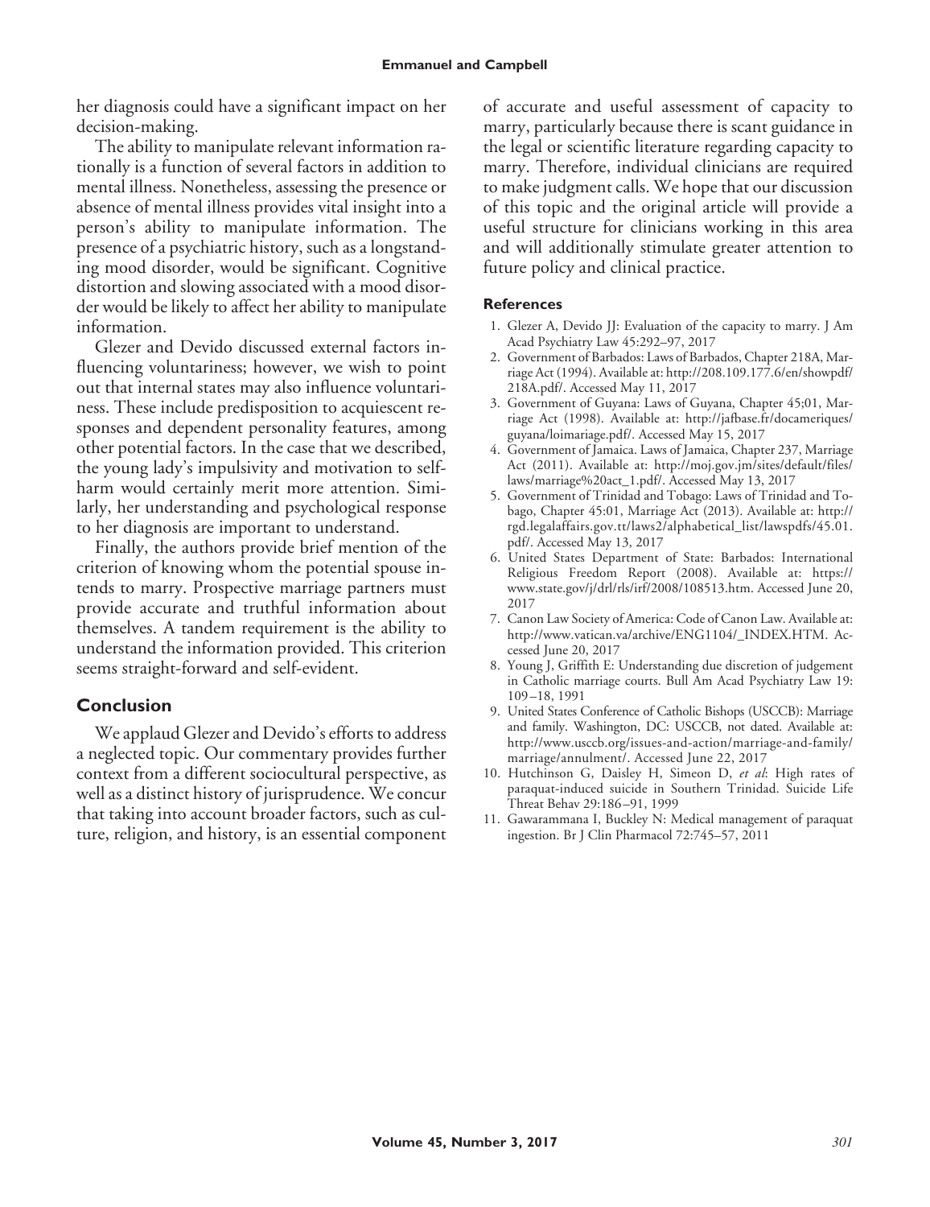her diagnosis could have a significant impact on her decision-making.

The ability to manipulate relevant information rationally is a function of several factors in addition to mental illness. Nonetheless, assessing the presence or absence of mental illness provides vital insight into a person's ability to manipulate information. The presence of a psychiatric history, such as a longstanding mood disorder, would be significant. Cognitive distortion and slowing associated with a mood disorder would be likely to affect her ability to manipulate information.

Glezer and Devido discussed external factors influencing voluntariness; however, we wish to point out that internal states may also influence voluntariness. These include predisposition to acquiescent responses and dependent personality features, among other potential factors. In the case that we described, the young lady's impulsivity and motivation to self-harm would certainly merit more attention. Similarly, her understanding and psychological response to her diagnosis are important to understand.

Finally, the authors provide brief mention of the criterion of knowing whom the potential spouse intends to marry. Prospective marriage partners must provide accurate and truthful information about themselves. A tandem requirement is the ability to understand the information provided. This criterion seems straight-forward and self-evident.

## Conclusion

We applaud Glezer and Devido's efforts to address a neglected topic. Our commentary provides further context from a different sociocultural perspective, as well as a distinct history of jurisprudence. We concur that taking into account broader factors, such as culture, religion, and history, is an essential component of accurate and useful assessment of capacity to marry, particularly because there is scant guidance in the legal or scientific literature regarding capacity to marry. Therefore, individual clinicians are required to make judgment calls. We hope that our discussion of this topic and the original article will provide a useful structure for clinicians working in this area and will additionally stimulate greater attention to future policy and clinical practice.

### References

1. Glezer A, Devido JJ: Evaluation of the capacity to marry. J Am Acad Psychiatry Law 45:292–97, 2017
2. Government of Barbados: Laws of Barbados, Chapter 218A, Marriage Act (1994). Available at: http://208.109.177.6/en/showpdf/218A.pdf/. Accessed May 11, 2017
3. Government of Guyana: Laws of Guyana, Chapter 45;01, Marriage Act (1998). Available at: http://jafbase.fr/docameriques/guyana/loimariage.pdf/. Accessed May 15, 2017
4. Government of Jamaica. Laws of Jamaica, Chapter 237, Marriage Act (2011). Available at: http://moj.gov.jm/sites/default/files/laws/marriage%20act_1.pdf/. Accessed May 13, 2017
5. Government of Trinidad and Tobago: Laws of Trinidad and Tobago, Chapter 45:01, Marriage Act (2013). Available at: http://rgd.legalaffairs.gov.tt/laws2/alphabetical_list/lawspdfs/45.01.pdf/. Accessed May 13, 2017
6. United States Department of State: Barbados: International Religious Freedom Report (2008). Available at: https://www.state.gov/j/drl/rls/irf/2008/108513.htm. Accessed June 20, 2017
7. Canon Law Society of America: Code of Canon Law. Available at: http://www.vatican.va/archive/ENG1104/_INDEX.HTM. Accessed June 20, 2017
8. Young J, Griffith E: Understanding due discretion of judgement in Catholic marriage courts. Bull Am Acad Psychiatry Law 19:109–18, 1991
9. United States Conference of Catholic Bishops (USCCB): Marriage and family. Washington, DC: USCCB, not dated. Available at: http://www.usccb.org/issues-and-action/marriage-and-family/marriage/annulment/. Accessed June 22, 2017
10. Hutchinson G, Daisley H, Simeon D, *et al*: High rates of paraquat-induced suicide in Southern Trinidad. Suicide Life Threat Behav 29:186–91, 1999
11. Gawarammana I, Buckley N: Medical management of paraquat ingestion. Br J Clin Pharmacol 72:745–57, 2011